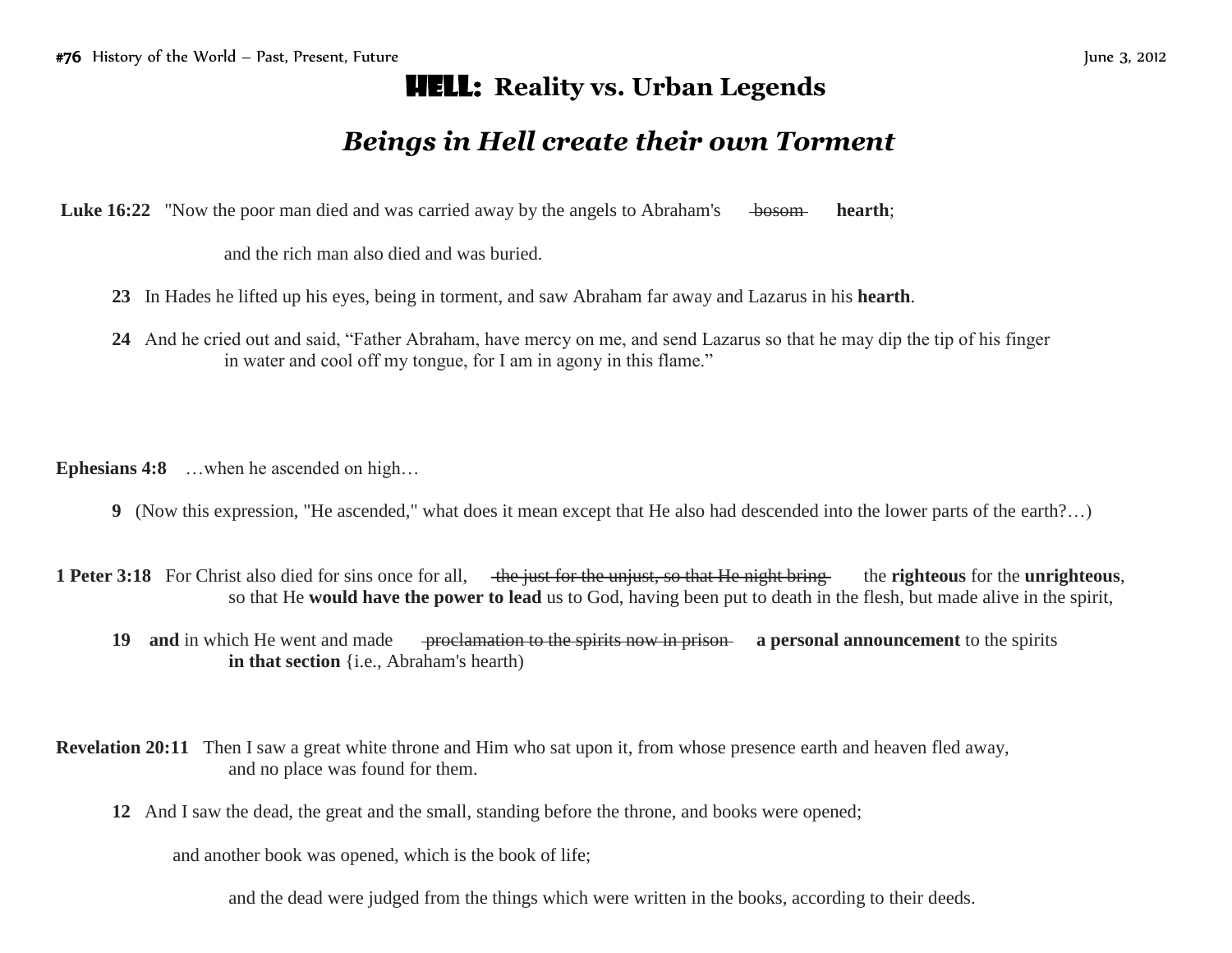# HELL: Reality vs. Urban Legends

## *Beings in Hell create their own Torment*

**Luke 16:22** "Now the poor man died and was carried away by the angels to Abraham's ~~bosom~~ **hearth**;

and the rich man also died and was buried.

**23** In Hades he lifted up his eyes, being in torment, and saw Abraham far away and Lazarus in his **hearth**.

**24** And he cried out and said, "Father Abraham, have mercy on me, and send Lazarus so that he may dip the tip of his finger in water and cool off my tongue, for I am in agony in this flame."

**Ephesians 4:8** …when he ascended on high…

**9** (Now this expression, "He ascended," what does it mean except that He also had descended into the lower parts of the earth?…)

**1 Peter 3:18** For Christ also died for sins once for all, ~~the just for the unjust, so that He night bring~~ the **righteous** for the **unrighteous**, so that He **would have the power to lead** us to God, having been put to death in the flesh, but made alive in the spirit,

**19** **and** in which He went and made ~~proclamation to the spirits now in prison~~ **a personal announcement** to the spirits **in that section** {i.e., Abraham's hearth)

**Revelation 20:11** Then I saw a great white throne and Him who sat upon it, from whose presence earth and heaven fled away, and no place was found for them.

**12** And I saw the dead, the great and the small, standing before the throne, and books were opened;

and another book was opened, which is the book of life;

and the dead were judged from the things which were written in the books, according to their deeds.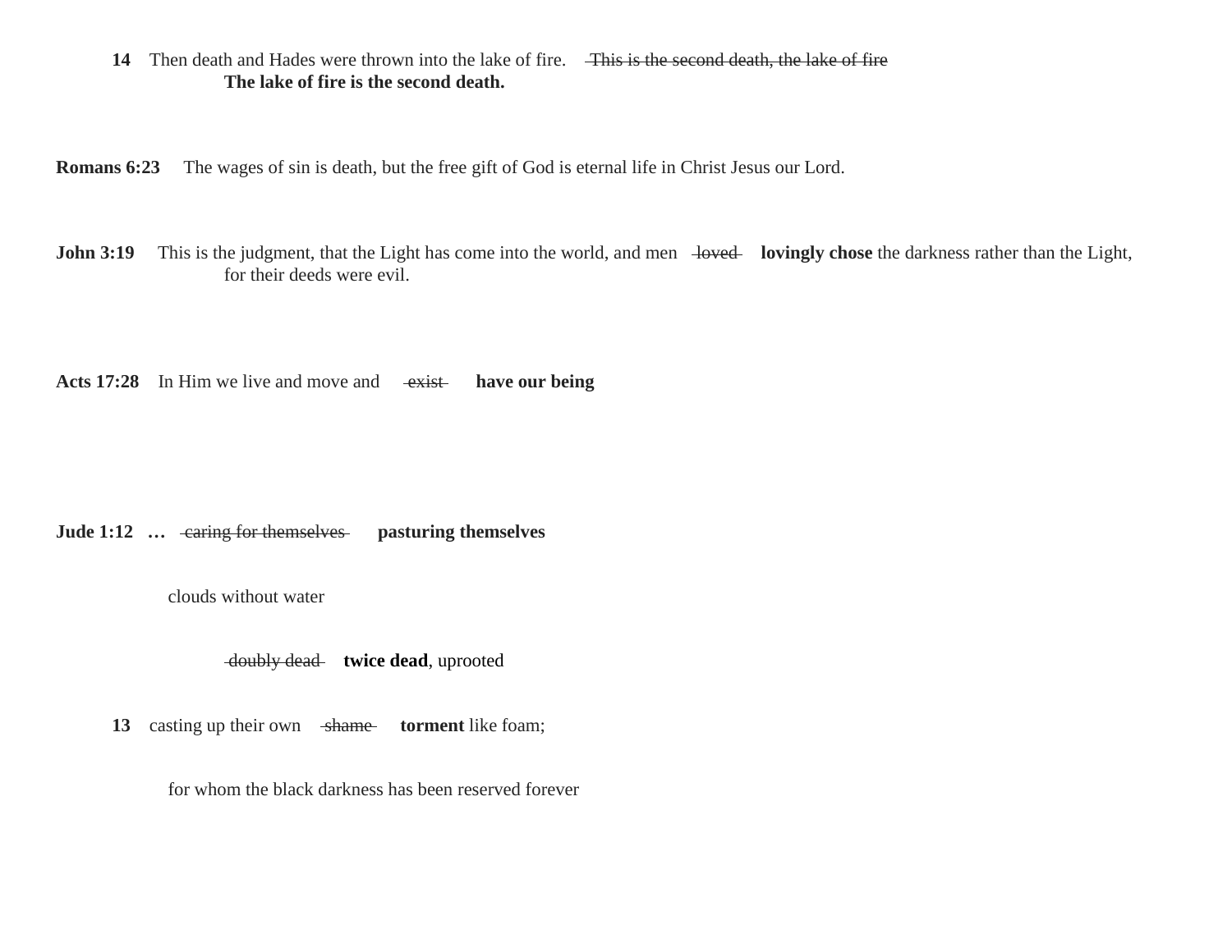**14** Then death and Hades were thrown into the lake of fire. ~~This is the second death, the lake of fire~~
**The lake of fire is the second death.**

**Romans 6:23** The wages of sin is death, but the free gift of God is eternal life in Christ Jesus our Lord.

**John 3:19** This is the judgment, that the Light has come into the world, and men ~~loved~~ **lovingly chose** the darkness rather than the Light, for their deeds were evil.

**Acts 17:28** In Him we live and move and ~~exist~~ **have our being**

**Jude 1:12 …** ~~caring for themselves~~ **pasturing themselves**

clouds without water

~~doubly dead~~ **twice dead**, uprooted

**13** casting up their own ~~shame~~ **torment** like foam;

for whom the black darkness has been reserved forever